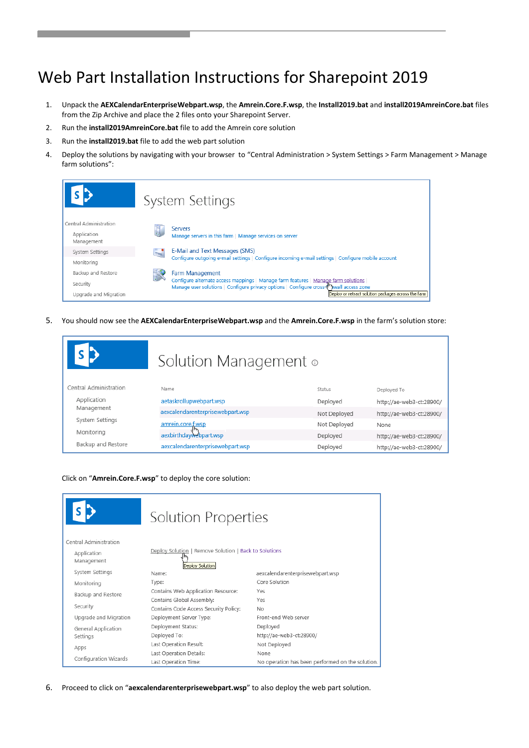# Web Part Installation Instructions for Sharepoint 2019

1. Unpack the **AEXCalendarEnterpriseWebpart.wsp**, the **Amrein.Core.F.wsp**, the **Install2019.bat** and **install2019AmreinCore.bat** files from the Zip Archive and place the 2 files onto your Sharepoint Server.
2. Run the **install2019AmreinCore.bat** file to add the Amrein core solution
3. Run the **install2019.bat** file to add the web part solution
4. Deploy the solutions by navigating with your browser to "Central Administration > System Settings > Farm Management > Manage farm solutions":

5. You should now see the **AEXCalendarEnterpriseWebpart.wsp** and the **Amrein.Core.F.wsp** in the farm's solution store:

   Click on "**Amrein.Core.F.wsp**" to deploy the core solution:

6. Proceed to click on "**aexcalendarenterprisewebpart.wsp**" to also deploy the web part solution.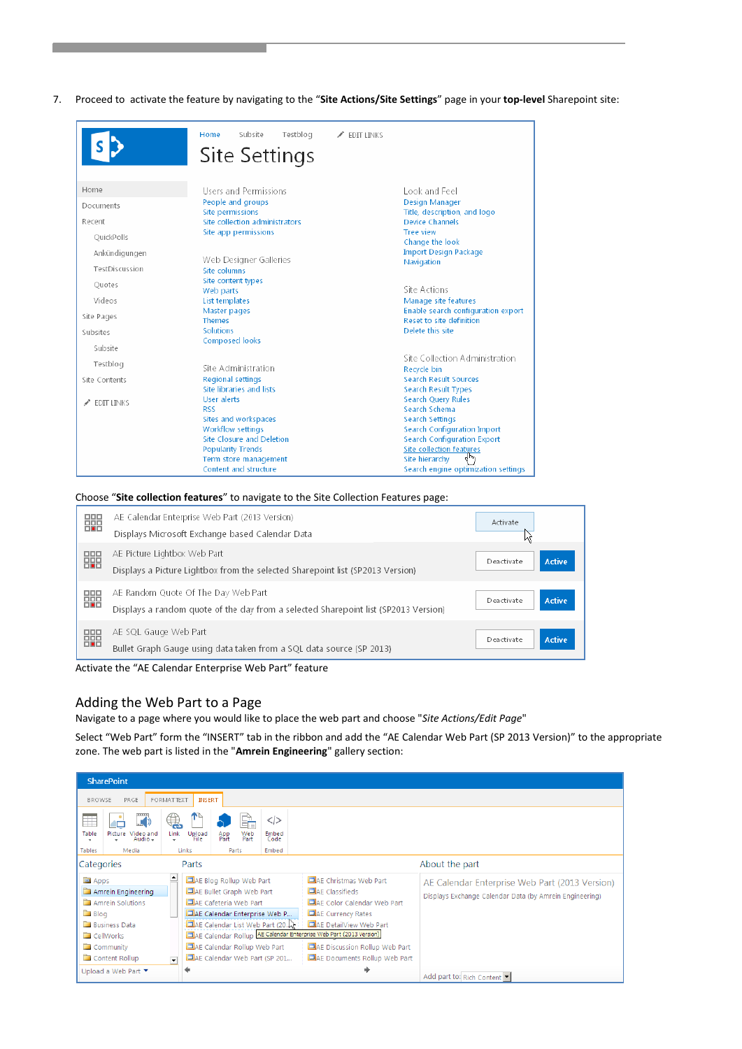7. Proceed to activate the feature by navigating to the "**Site Actions/Site Settings**" page in your **top-level** Sharepoint site:

Choose "**Site collection features**" to navigate to the Site Collection Features page:

Activate the "AE Calendar Enterprise Web Part" feature

## Adding the Web Part to a Page

Navigate to a page where you would like to place the web part and choose "*Site Actions/Edit Page*"

Select "Web Part" form the "INSERT" tab in the ribbon and add the "AE Calendar Web Part (SP 2013 Version)" to the appropriate zone. The web part is listed in the "**Amrein Engineering**" gallery section: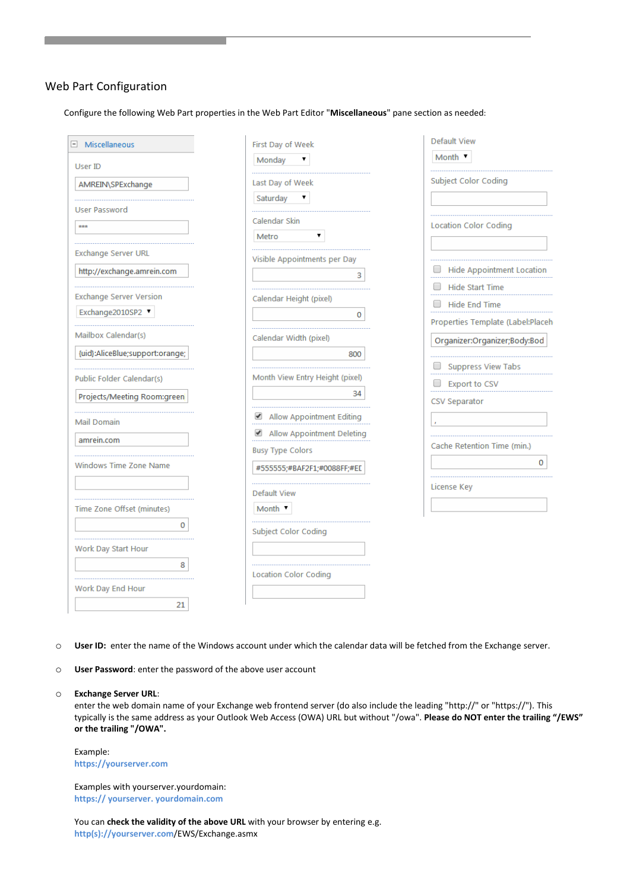## Web Part Configuration

Configure the following Web Part properties in the Web Part Editor "**Miscellaneous**" pane section as needed:

Miscellaneous

User ID
AMREIN\SPExchange

User Password
***

Exchange Server URL
http://exchange.amrein.com

Exchange Server Version
Exchange2010SP2

Mailbox Calendar(s)
{uid}:AliceBlue;support:orange;

Public Folder Calendar(s)
Projects/Meeting Room:green

Mail Domain
amrein.com

Windows Time Zone Name

Time Zone Offset (minutes)
0

Work Day Start Hour
8

Work Day End Hour
21

First Day of Week
Monday

Last Day of Week
Saturday

Calendar Skin
Metro

Visible Appointments per Day
3

Calendar Height (pixel)
0

Calendar Width (pixel)
800

Month View Entry Height (pixel)
34

☑ Allow Appointment Editing
☑ Allow Appointment Deleting

Busy Type Colors
#555555;#BAF2F1;#0088FF;#EI

Default View
Month

Subject Color Coding

Location Color Coding

Default View
Month

Subject Color Coding

Location Color Coding

☐ Hide Appointment Location
☐ Hide Start Time
☐ Hide End Time

Properties Template (Label:Placeh
Organizer:Organizer;Body:Bod

☐ Suppress View Tabs
☐ Export to CSV

CSV Separator
,

Cache Retention Time (min.)
0

License Key

- **User ID:** enter the name of the Windows account under which the calendar data will be fetched from the Exchange server.
- **User Password**: enter the password of the above user account
- **Exchange Server URL**:
  enter the web domain name of your Exchange web frontend server (do also include the leading "http://" or "https://"). This typically is the same address as your Outlook Web Access (OWA) URL but without "/owa". **Please do NOT enter the trailing "/EWS" or the trailing "/OWA".**

  Example:
  https://yourserver.com

  Examples with yourserver.yourdomain:
  https:// yourserver. yourdomain.com

  You can **check the validity of the above URL** with your browser by entering e.g.
  http(s)://yourserver.com/EWS/Exchange.asmx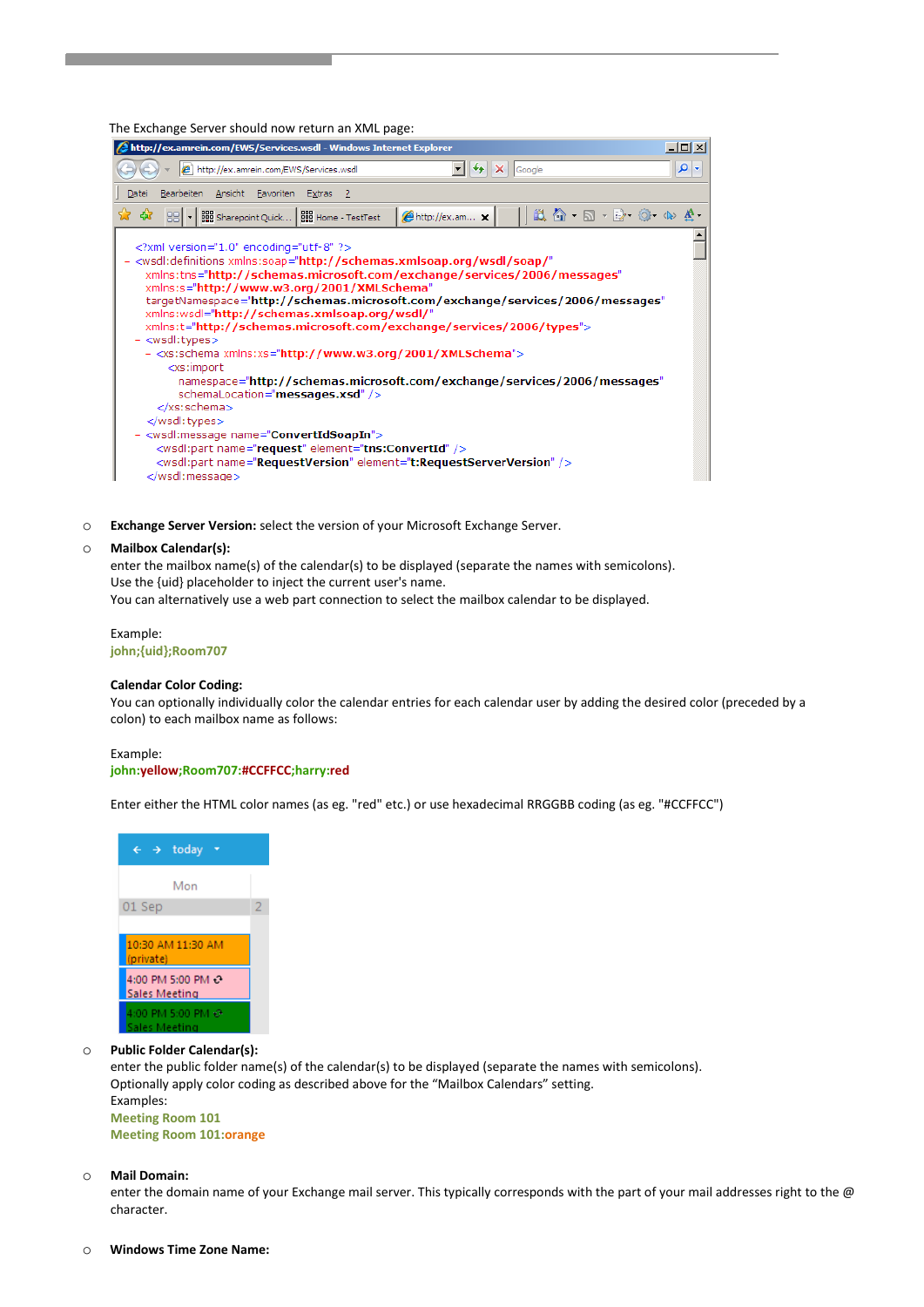The Exchange Server should now return an XML page:

- **Exchange Server Version:** select the version of your Microsoft Exchange Server.
- **Mailbox Calendar(s):**
  enter the mailbox name(s) of the calendar(s) to be displayed (separate the names with semicolons).
  Use the {uid} placeholder to inject the current user's name.
  You can alternatively use a web part connection to select the mailbox calendar to be displayed.

  Example:
  john;{uid};Room707

  **Calendar Color Coding:**
  You can optionally individually color the calendar entries for each calendar user by adding the desired color (preceded by a colon) to each mailbox name as follows:

  Example:
  john:yellow;Room707:#CCFFCC;harry:red

  Enter either the HTML color names (as eg. "red" etc.) or use hexadecimal RRGGBB coding (as eg. "#CCFFCC")

- **Public Folder Calendar(s):**
  enter the public folder name(s) of the calendar(s) to be displayed (separate the names with semicolons).
  Optionally apply color coding as described above for the "Mailbox Calendars" setting.
  Examples:
  Meeting Room 101
  Meeting Room 101:orange

- **Mail Domain:**
  enter the domain name of your Exchange mail server. This typically corresponds with the part of your mail addresses right to the @ character.

- **Windows Time Zone Name:**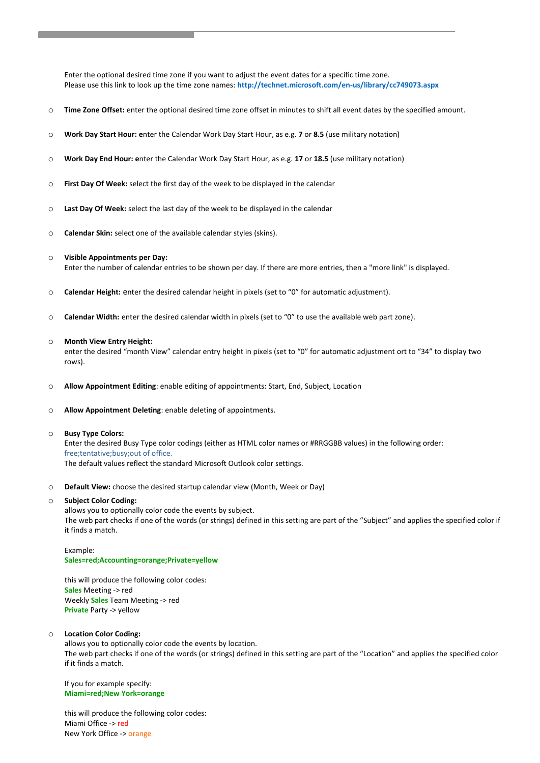Enter the optional desired time zone if you want to adjust the event dates for a specific time zone.
Please use this link to look up the time zone names: **http://technet.microsoft.com/en-us/library/cc749073.aspx**

- **Time Zone Offset:** enter the optional desired time zone offset in minutes to shift all event dates by the specified amount.

- **Work Day Start Hour: e**nter the Calendar Work Day Start Hour, as e.g. **7** or **8.5** (use military notation)

- **Work Day End Hour: e**nter the Calendar Work Day Start Hour, as e.g. **17** or **18.5** (use military notation)

- **First Day Of Week:** select the first day of the week to be displayed in the calendar

- **Last Day Of Week:** select the last day of the week to be displayed in the calendar

- **Calendar Skin:** select one of the available calendar styles (skins).

- **Visible Appointments per Day:**
  Enter the number of calendar entries to be shown per day. If there are more entries, then a "more link" is displayed.

- **Calendar Height:** enter the desired calendar height in pixels (set to "0" for automatic adjustment).

- **Calendar Width:** enter the desired calendar width in pixels (set to "0" to use the available web part zone).

- **Month View Entry Height:**
  enter the desired "month View" calendar entry height in pixels (set to "0" for automatic adjustment ort to "34" to display two rows).

- **Allow Appointment Editing**: enable editing of appointments: Start, End, Subject, Location

- **Allow Appointment Deleting**: enable deleting of appointments.

- **Busy Type Colors:**
  Enter the desired Busy Type color codings (either as HTML color names or #RRGGBB values) in the following order:
  free;tentative;busy;out of office.
  The default values reflect the standard Microsoft Outlook color settings.

- **Default View:** choose the desired startup calendar view (Month, Week or Day)

- **Subject Color Coding:**
  allows you to optionally color code the events by subject.
  The web part checks if one of the words (or strings) defined in this setting are part of the "Subject" and applies the specified color if it finds a match.

  Example:
  **Sales=red;Accounting=orange;Private=yellow**

  this will produce the following color codes:
  **Sales** Meeting -> red
  Weekly **Sales** Team Meeting -> red
  **Private** Party -> yellow

- **Location Color Coding:**
  allows you to optionally color code the events by location.
  The web part checks if one of the words (or strings) defined in this setting are part of the "Location" and applies the specified color if it finds a match.

  If you for example specify:
  **Miami=red;New York=orange**

  this will produce the following color codes:
  Miami Office -> red
  New York Office -> orange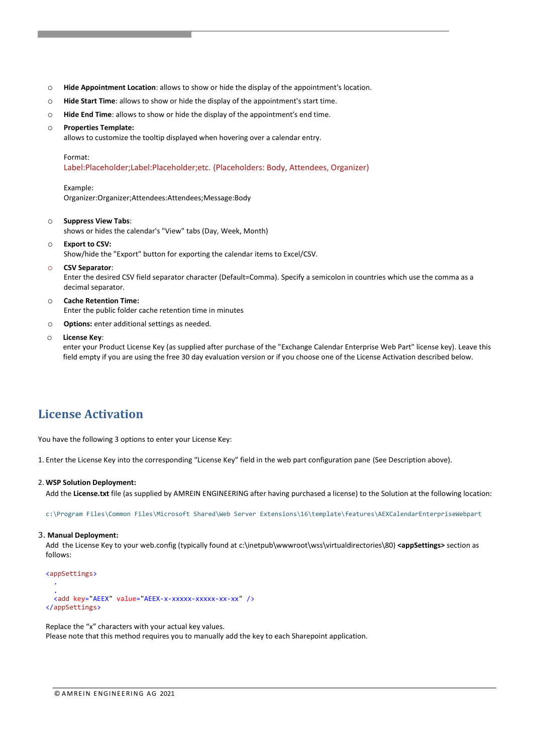- **Hide Appointment Location**: allows to show or hide the display of the appointment's location.
- **Hide Start Time**: allows to show or hide the display of the appointment's start time.
- **Hide End Time**: allows to show or hide the display of the appointment's end time.
- **Properties Template:**
  allows to customize the tooltip displayed when hovering over a calendar entry.

  Format:
  Label:Placeholder;Label:Placeholder;etc. (Placeholders: Body, Attendees, Organizer)

  Example:
  Organizer:Organizer;Attendees:Attendees;Message:Body

- **Suppress View Tabs**:
  shows or hides the calendar's "View" tabs (Day, Week, Month)
- **Export to CSV:**
  Show/hide the "Export" button for exporting the calendar items to Excel/CSV.
- **CSV Separator**:
  Enter the desired CSV field separator character (Default=Comma). Specify a semicolon in countries which use the comma as a decimal separator.
- **Cache Retention Time:**
  Enter the public folder cache retention time in minutes
- **Options:** enter additional settings as needed.
- **License Key**:
  enter your Product License Key (as supplied after purchase of the "Exchange Calendar Enterprise Web Part" license key). Leave this field empty if you are using the free 30 day evaluation version or if you choose one of the License Activation described below.

## License Activation

You have the following 3 options to enter your License Key:

1. Enter the License Key into the corresponding “License Key” field in the web part configuration pane (See Description above).

2. **WSP Solution Deployment:**
   Add the **License.txt** file (as supplied by AMREIN ENGINEERING after having purchased a license) to the Solution at the following location:

```
c:\Program Files\Common Files\Microsoft Shared\Web Server Extensions\16\template\features\AEXCalendarEnterpriseWebpart
```

3. **Manual Deployment:**
   Add the License Key to your web.config (typically found at c:\inetpub\wwwroot\wss\virtualdirectories\80) **<appSettings>** section as follows:

```
<appSettings>
  .
  .
  <add key="AEEX" value="AEEX-x-xxxxx-xxxxx-xx-xx" />
</appSettings>
```

Replace the “x” characters with your actual key values.
Please note that this method requires you to manually add the key to each Sharepoint application.

© AMREIN ENGINEERING AG 2021